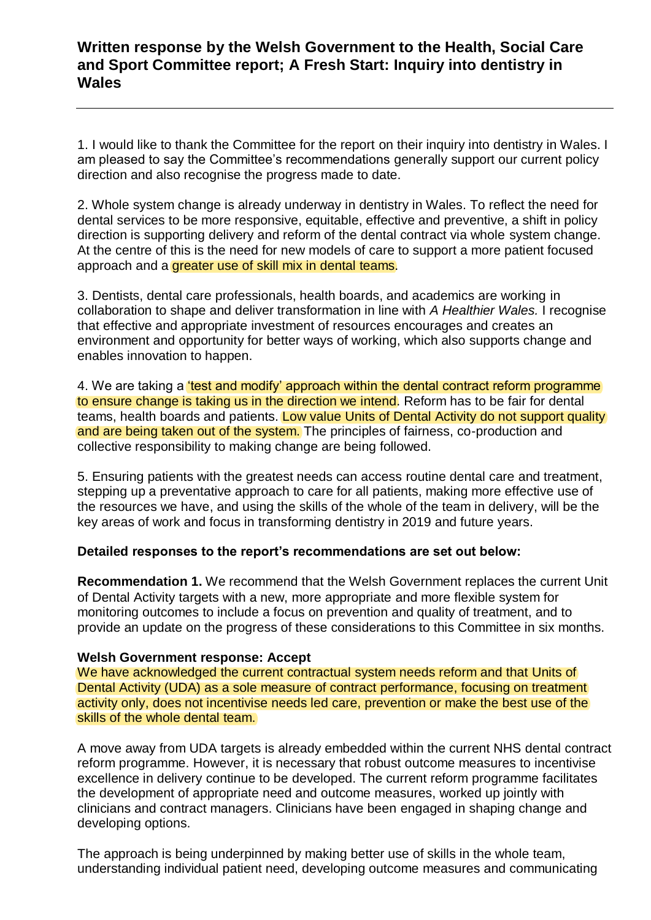# Written response by the Welsh Government to the Health, Social Care and Sport Committee report; A Fresh Start: Inquiry into dentistry in Wales

---

1. I would like to thank the Committee for the report on their inquiry into dentistry in Wales. I am pleased to say the Committee's recommendations generally support our current policy direction and also recognise the progress made to date.

2. Whole system change is already underway in dentistry in Wales. To reflect the need for dental services to be more responsive, equitable, effective and preventive, a shift in policy direction is supporting delivery and reform of the dental contract via whole system change. At the centre of this is the need for new models of care to support a more patient focused approach and a greater use of skill mix in dental teams.

3. Dentists, dental care professionals, health boards, and academics are working in collaboration to shape and deliver transformation in line with *A Healthier Wales.* I recognise that effective and appropriate investment of resources encourages and creates an environment and opportunity for better ways of working, which also supports change and enables innovation to happen.

4. We are taking a 'test and modify' approach within the dental contract reform programme to ensure change is taking us in the direction we intend. Reform has to be fair for dental teams, health boards and patients. Low value Units of Dental Activity do not support quality and are being taken out of the system. The principles of fairness, co-production and collective responsibility to making change are being followed.

5. Ensuring patients with the greatest needs can access routine dental care and treatment, stepping up a preventative approach to care for all patients, making more effective use of the resources we have, and using the skills of the whole of the team in delivery, will be the key areas of work and focus in transforming dentistry in 2019 and future years.

**Detailed responses to the report's recommendations are set out below:**

**Recommendation 1.** We recommend that the Welsh Government replaces the current Unit of Dental Activity targets with a new, more appropriate and more flexible system for monitoring outcomes to include a focus on prevention and quality of treatment, and to provide an update on the progress of these considerations to this Committee in six months.

**Welsh Government response: Accept**

We have acknowledged the current contractual system needs reform and that Units of Dental Activity (UDA) as a sole measure of contract performance, focusing on treatment activity only, does not incentivise needs led care, prevention or make the best use of the skills of the whole dental team.

A move away from UDA targets is already embedded within the current NHS dental contract reform programme. However, it is necessary that robust outcome measures to incentivise excellence in delivery continue to be developed. The current reform programme facilitates the development of appropriate need and outcome measures, worked up jointly with clinicians and contract managers. Clinicians have been engaged in shaping change and developing options.

The approach is being underpinned by making better use of skills in the whole team, understanding individual patient need, developing outcome measures and communicating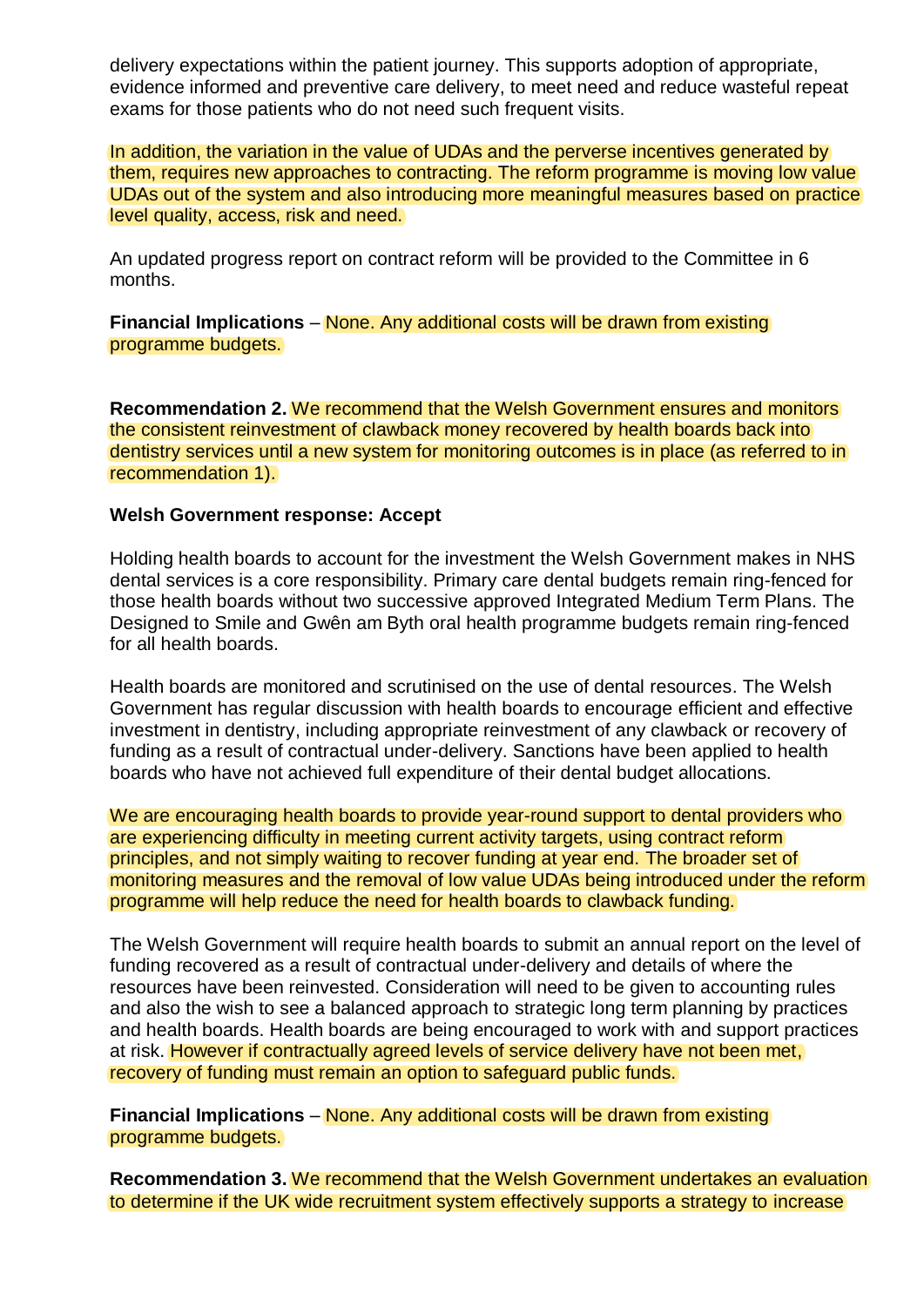delivery expectations within the patient journey. This supports adoption of appropriate, evidence informed and preventive care delivery, to meet need and reduce wasteful repeat exams for those patients who do not need such frequent visits.

In addition, the variation in the value of UDAs and the perverse incentives generated by them, requires new approaches to contracting. The reform programme is moving low value UDAs out of the system and also introducing more meaningful measures based on practice level quality, access, risk and need.

An updated progress report on contract reform will be provided to the Committee in 6 months.

**Financial Implications** – None. Any additional costs will be drawn from existing programme budgets.

**Recommendation 2.** We recommend that the Welsh Government ensures and monitors the consistent reinvestment of clawback money recovered by health boards back into dentistry services until a new system for monitoring outcomes is in place (as referred to in recommendation 1).

**Welsh Government response: Accept**

Holding health boards to account for the investment the Welsh Government makes in NHS dental services is a core responsibility. Primary care dental budgets remain ring-fenced for those health boards without two successive approved Integrated Medium Term Plans. The Designed to Smile and Gwên am Byth oral health programme budgets remain ring-fenced for all health boards.

Health boards are monitored and scrutinised on the use of dental resources. The Welsh Government has regular discussion with health boards to encourage efficient and effective investment in dentistry, including appropriate reinvestment of any clawback or recovery of funding as a result of contractual under-delivery. Sanctions have been applied to health boards who have not achieved full expenditure of their dental budget allocations.

We are encouraging health boards to provide year-round support to dental providers who are experiencing difficulty in meeting current activity targets, using contract reform principles, and not simply waiting to recover funding at year end. The broader set of monitoring measures and the removal of low value UDAs being introduced under the reform programme will help reduce the need for health boards to clawback funding.

The Welsh Government will require health boards to submit an annual report on the level of funding recovered as a result of contractual under-delivery and details of where the resources have been reinvested. Consideration will need to be given to accounting rules and also the wish to see a balanced approach to strategic long term planning by practices and health boards. Health boards are being encouraged to work with and support practices at risk. However if contractually agreed levels of service delivery have not been met, recovery of funding must remain an option to safeguard public funds.

**Financial Implications** – None. Any additional costs will be drawn from existing programme budgets.

**Recommendation 3.** We recommend that the Welsh Government undertakes an evaluation to determine if the UK wide recruitment system effectively supports a strategy to increase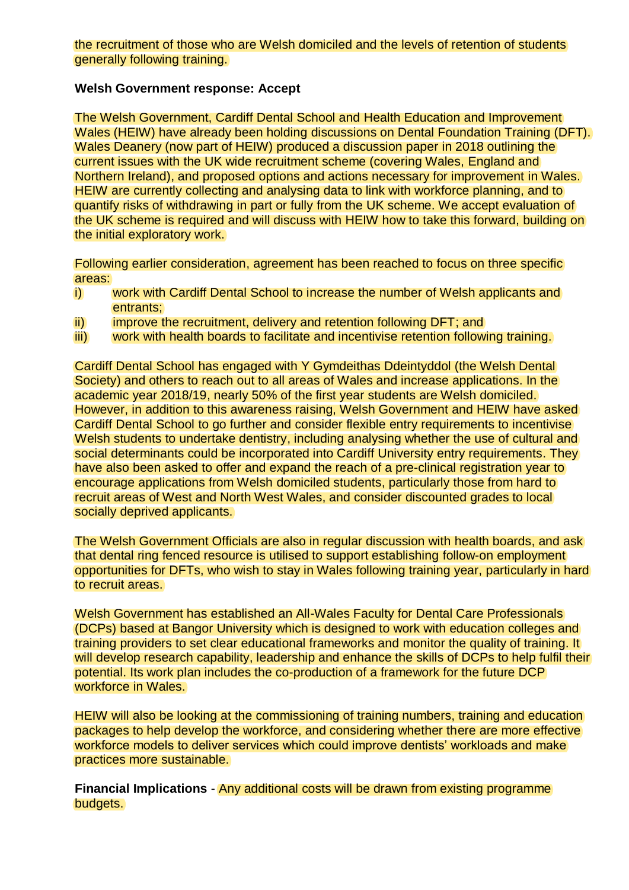the recruitment of those who are Welsh domiciled and the levels of retention of students generally following training.

**Welsh Government response: Accept**

The Welsh Government, Cardiff Dental School and Health Education and Improvement Wales (HEIW) have already been holding discussions on Dental Foundation Training (DFT). Wales Deanery (now part of HEIW) produced a discussion paper in 2018 outlining the current issues with the UK wide recruitment scheme (covering Wales, England and Northern Ireland), and proposed options and actions necessary for improvement in Wales. HEIW are currently collecting and analysing data to link with workforce planning, and to quantify risks of withdrawing in part or fully from the UK scheme. We accept evaluation of the UK scheme is required and will discuss with HEIW how to take this forward, building on the initial exploratory work.

Following earlier consideration, agreement has been reached to focus on three specific areas:

i) work with Cardiff Dental School to increase the number of Welsh applicants and entrants;
ii) improve the recruitment, delivery and retention following DFT; and
iii) work with health boards to facilitate and incentivise retention following training.

Cardiff Dental School has engaged with Y Gymdeithas Ddeintyddol (the Welsh Dental Society) and others to reach out to all areas of Wales and increase applications. In the academic year 2018/19, nearly 50% of the first year students are Welsh domiciled. However, in addition to this awareness raising, Welsh Government and HEIW have asked Cardiff Dental School to go further and consider flexible entry requirements to incentivise Welsh students to undertake dentistry, including analysing whether the use of cultural and social determinants could be incorporated into Cardiff University entry requirements. They have also been asked to offer and expand the reach of a pre-clinical registration year to encourage applications from Welsh domiciled students, particularly those from hard to recruit areas of West and North West Wales, and consider discounted grades to local socially deprived applicants.

The Welsh Government Officials are also in regular discussion with health boards, and ask that dental ring fenced resource is utilised to support establishing follow-on employment opportunities for DFTs, who wish to stay in Wales following training year, particularly in hard to recruit areas.

Welsh Government has established an All-Wales Faculty for Dental Care Professionals (DCPs) based at Bangor University which is designed to work with education colleges and training providers to set clear educational frameworks and monitor the quality of training. It will develop research capability, leadership and enhance the skills of DCPs to help fulfil their potential. Its work plan includes the co-production of a framework for the future DCP workforce in Wales.

HEIW will also be looking at the commissioning of training numbers, training and education packages to help develop the workforce, and considering whether there are more effective workforce models to deliver services which could improve dentists' workloads and make practices more sustainable.

**Financial Implications** - Any additional costs will be drawn from existing programme budgets.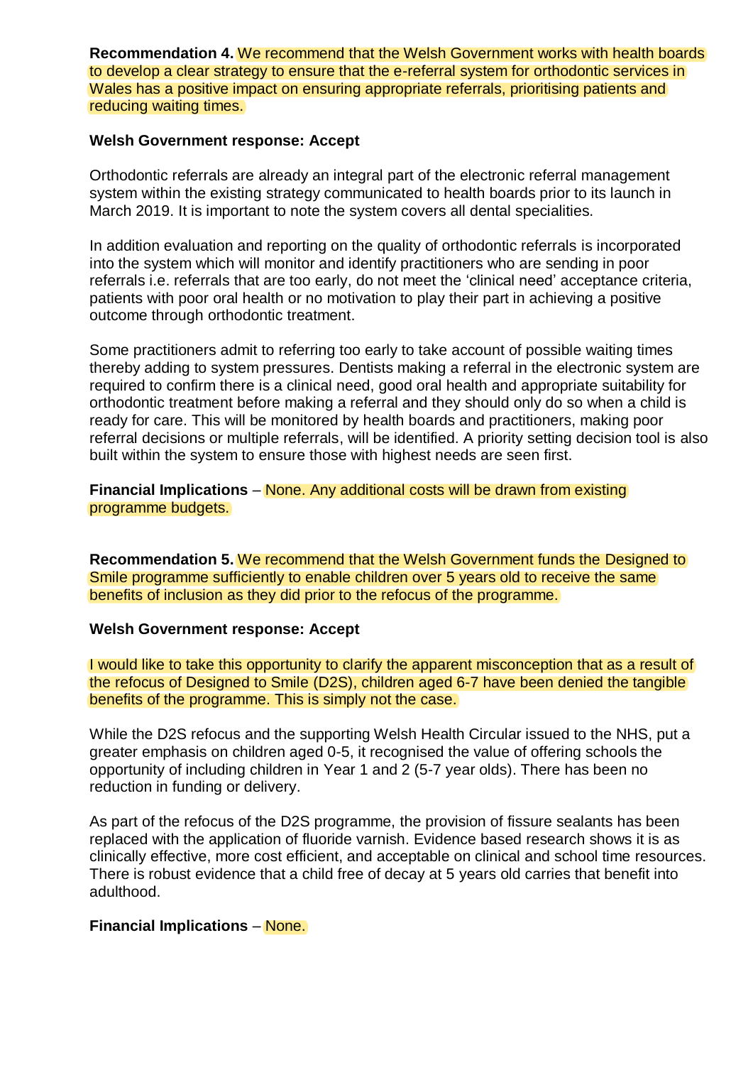**Recommendation 4.** We recommend that the Welsh Government works with health boards to develop a clear strategy to ensure that the e-referral system for orthodontic services in Wales has a positive impact on ensuring appropriate referrals, prioritising patients and reducing waiting times.

**Welsh Government response: Accept**

Orthodontic referrals are already an integral part of the electronic referral management system within the existing strategy communicated to health boards prior to its launch in March 2019. It is important to note the system covers all dental specialities.

In addition evaluation and reporting on the quality of orthodontic referrals is incorporated into the system which will monitor and identify practitioners who are sending in poor referrals i.e. referrals that are too early, do not meet the 'clinical need' acceptance criteria, patients with poor oral health or no motivation to play their part in achieving a positive outcome through orthodontic treatment.

Some practitioners admit to referring too early to take account of possible waiting times thereby adding to system pressures. Dentists making a referral in the electronic system are required to confirm there is a clinical need, good oral health and appropriate suitability for orthodontic treatment before making a referral and they should only do so when a child is ready for care. This will be monitored by health boards and practitioners, making poor referral decisions or multiple referrals, will be identified. A priority setting decision tool is also built within the system to ensure those with highest needs are seen first.

**Financial Implications** – None. Any additional costs will be drawn from existing programme budgets.

**Recommendation 5.** We recommend that the Welsh Government funds the Designed to Smile programme sufficiently to enable children over 5 years old to receive the same benefits of inclusion as they did prior to the refocus of the programme.

**Welsh Government response: Accept**

I would like to take this opportunity to clarify the apparent misconception that as a result of the refocus of Designed to Smile (D2S), children aged 6-7 have been denied the tangible benefits of the programme. This is simply not the case.

While the D2S refocus and the supporting Welsh Health Circular issued to the NHS, put a greater emphasis on children aged 0-5, it recognised the value of offering schools the opportunity of including children in Year 1 and 2 (5-7 year olds). There has been no reduction in funding or delivery.

As part of the refocus of the D2S programme, the provision of fissure sealants has been replaced with the application of fluoride varnish. Evidence based research shows it is as clinically effective, more cost efficient, and acceptable on clinical and school time resources. There is robust evidence that a child free of decay at 5 years old carries that benefit into adulthood.

**Financial Implications** – None.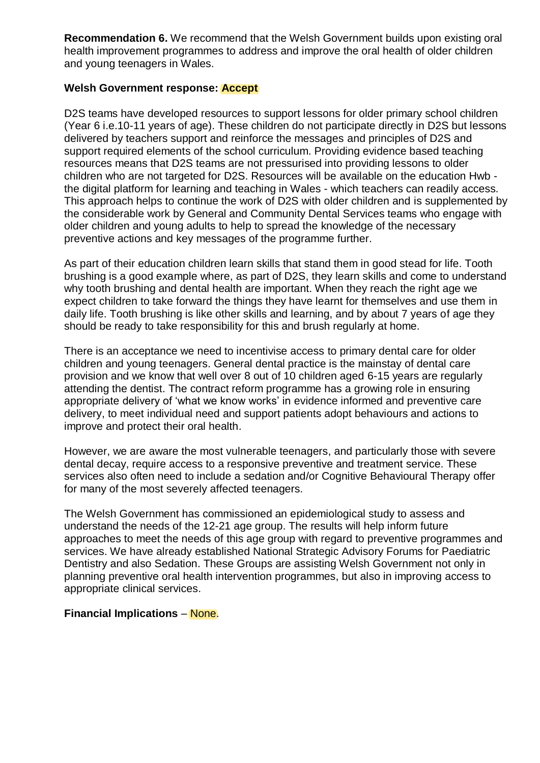**Recommendation 6.** We recommend that the Welsh Government builds upon existing oral health improvement programmes to address and improve the oral health of older children and young teenagers in Wales.

**Welsh Government response: Accept**

D2S teams have developed resources to support lessons for older primary school children (Year 6 i.e.10-11 years of age). These children do not participate directly in D2S but lessons delivered by teachers support and reinforce the messages and principles of D2S and support required elements of the school curriculum. Providing evidence based teaching resources means that D2S teams are not pressurised into providing lessons to older children who are not targeted for D2S. Resources will be available on the education Hwb - the digital platform for learning and teaching in Wales - which teachers can readily access. This approach helps to continue the work of D2S with older children and is supplemented by the considerable work by General and Community Dental Services teams who engage with older children and young adults to help to spread the knowledge of the necessary preventive actions and key messages of the programme further.

As part of their education children learn skills that stand them in good stead for life. Tooth brushing is a good example where, as part of D2S, they learn skills and come to understand why tooth brushing and dental health are important. When they reach the right age we expect children to take forward the things they have learnt for themselves and use them in daily life. Tooth brushing is like other skills and learning, and by about 7 years of age they should be ready to take responsibility for this and brush regularly at home.

There is an acceptance we need to incentivise access to primary dental care for older children and young teenagers. General dental practice is the mainstay of dental care provision and we know that well over 8 out of 10 children aged 6-15 years are regularly attending the dentist. The contract reform programme has a growing role in ensuring appropriate delivery of 'what we know works' in evidence informed and preventive care delivery, to meet individual need and support patients adopt behaviours and actions to improve and protect their oral health.

However, we are aware the most vulnerable teenagers, and particularly those with severe dental decay, require access to a responsive preventive and treatment service. These services also often need to include a sedation and/or Cognitive Behavioural Therapy offer for many of the most severely affected teenagers.

The Welsh Government has commissioned an epidemiological study to assess and understand the needs of the 12-21 age group. The results will help inform future approaches to meet the needs of this age group with regard to preventive programmes and services. We have already established National Strategic Advisory Forums for Paediatric Dentistry and also Sedation. These Groups are assisting Welsh Government not only in planning preventive oral health intervention programmes, but also in improving access to appropriate clinical services.

**Financial Implications** – None.